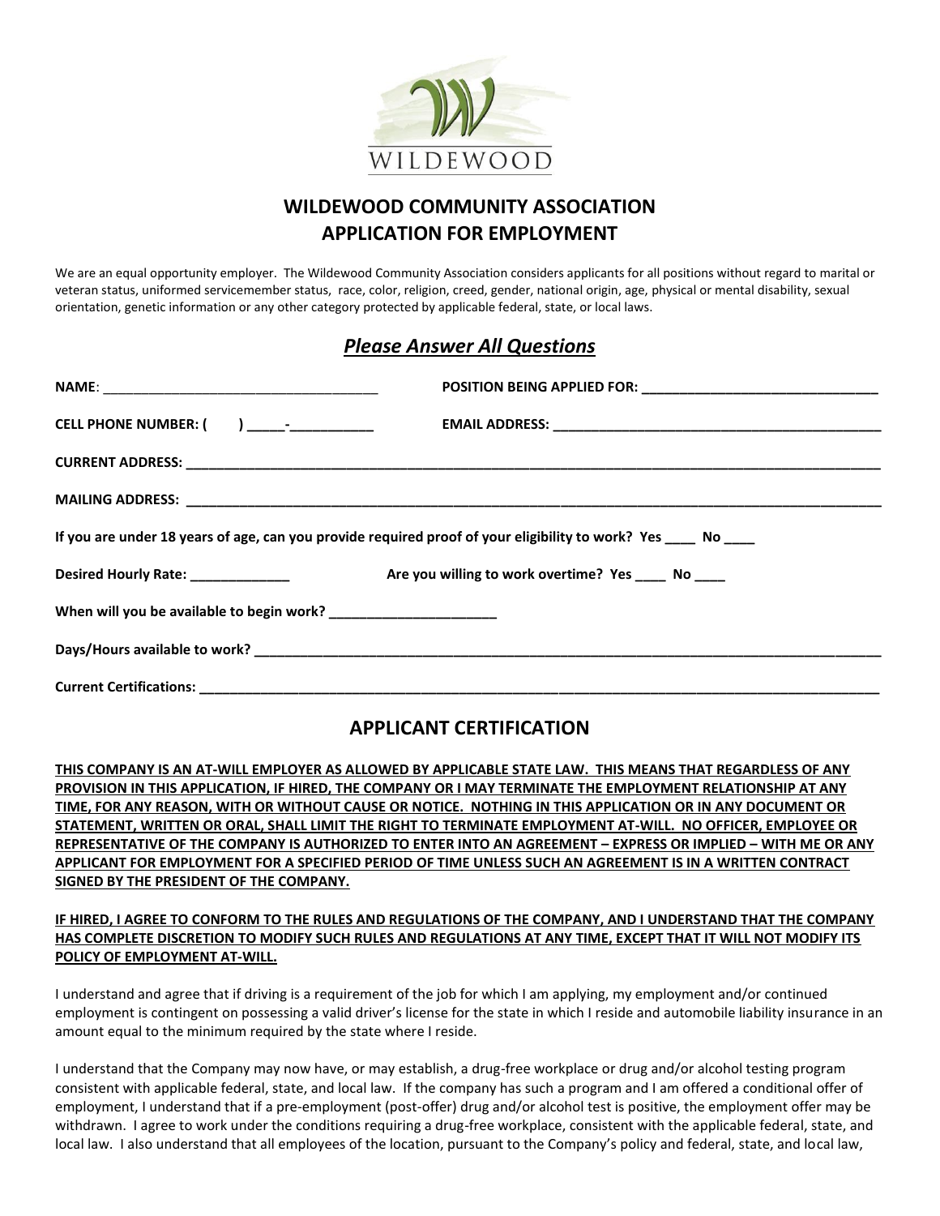WILDEWOOD

# WILDEWOOD COMMUNITY ASSOCIATION
# APPLICATION FOR EMPLOYMENT

We are an equal opportunity employer. The Wildewood Community Association considers applicants for all positions without regard to marital or veteran status, uniformed servicemember status, race, color, religion, creed, gender, national origin, age, physical or mental disability, sexual orientation, genetic information or any other category protected by applicable federal, state, or local laws.

## ***Please Answer All Questions***

**NAME**: ____________________________________ **POSITION BEING APPLIED FOR: ______________________________**

**CELL PHONE NUMBER: (     ) _____-___________** **EMAIL ADDRESS: ___________________________________________**

**CURRENT ADDRESS: ____________________________________________________________________________________________**

**MAILING ADDRESS: ____________________________________________________________________________________________**

**If you are under 18 years of age, can you provide required proof of your eligibility to work? Yes ____ No ____**

**Desired Hourly Rate: _____________** **Are you willing to work overtime? Yes ____ No ____**

**When will you be available to begin work? ______________________**

**Days/Hours available to work? ________________________________________________________________________________**

**Current Certifications: _____________________________________________________________________________________**

## APPLICANT CERTIFICATION

**THIS COMPANY IS AN AT-WILL EMPLOYER AS ALLOWED BY APPLICABLE STATE LAW. THIS MEANS THAT REGARDLESS OF ANY PROVISION IN THIS APPLICATION, IF HIRED, THE COMPANY OR I MAY TERMINATE THE EMPLOYMENT RELATIONSHIP AT ANY TIME, FOR ANY REASON, WITH OR WITHOUT CAUSE OR NOTICE. NOTHING IN THIS APPLICATION OR IN ANY DOCUMENT OR STATEMENT, WRITTEN OR ORAL, SHALL LIMIT THE RIGHT TO TERMINATE EMPLOYMENT AT-WILL. NO OFFICER, EMPLOYEE OR REPRESENTATIVE OF THE COMPANY IS AUTHORIZED TO ENTER INTO AN AGREEMENT – EXPRESS OR IMPLIED – WITH ME OR ANY APPLICANT FOR EMPLOYMENT FOR A SPECIFIED PERIOD OF TIME UNLESS SUCH AN AGREEMENT IS IN A WRITTEN CONTRACT SIGNED BY THE PRESIDENT OF THE COMPANY.**

**IF HIRED, I AGREE TO CONFORM TO THE RULES AND REGULATIONS OF THE COMPANY, AND I UNDERSTAND THAT THE COMPANY HAS COMPLETE DISCRETION TO MODIFY SUCH RULES AND REGULATIONS AT ANY TIME, EXCEPT THAT IT WILL NOT MODIFY ITS POLICY OF EMPLOYMENT AT-WILL.**

I understand and agree that if driving is a requirement of the job for which I am applying, my employment and/or continued employment is contingent on possessing a valid driver's license for the state in which I reside and automobile liability insurance in an amount equal to the minimum required by the state where I reside.

I understand that the Company may now have, or may establish, a drug-free workplace or drug and/or alcohol testing program consistent with applicable federal, state, and local law. If the company has such a program and I am offered a conditional offer of employment, I understand that if a pre-employment (post-offer) drug and/or alcohol test is positive, the employment offer may be withdrawn. I agree to work under the conditions requiring a drug-free workplace, consistent with the applicable federal, state, and local law. I also understand that all employees of the location, pursuant to the Company's policy and federal, state, and local law,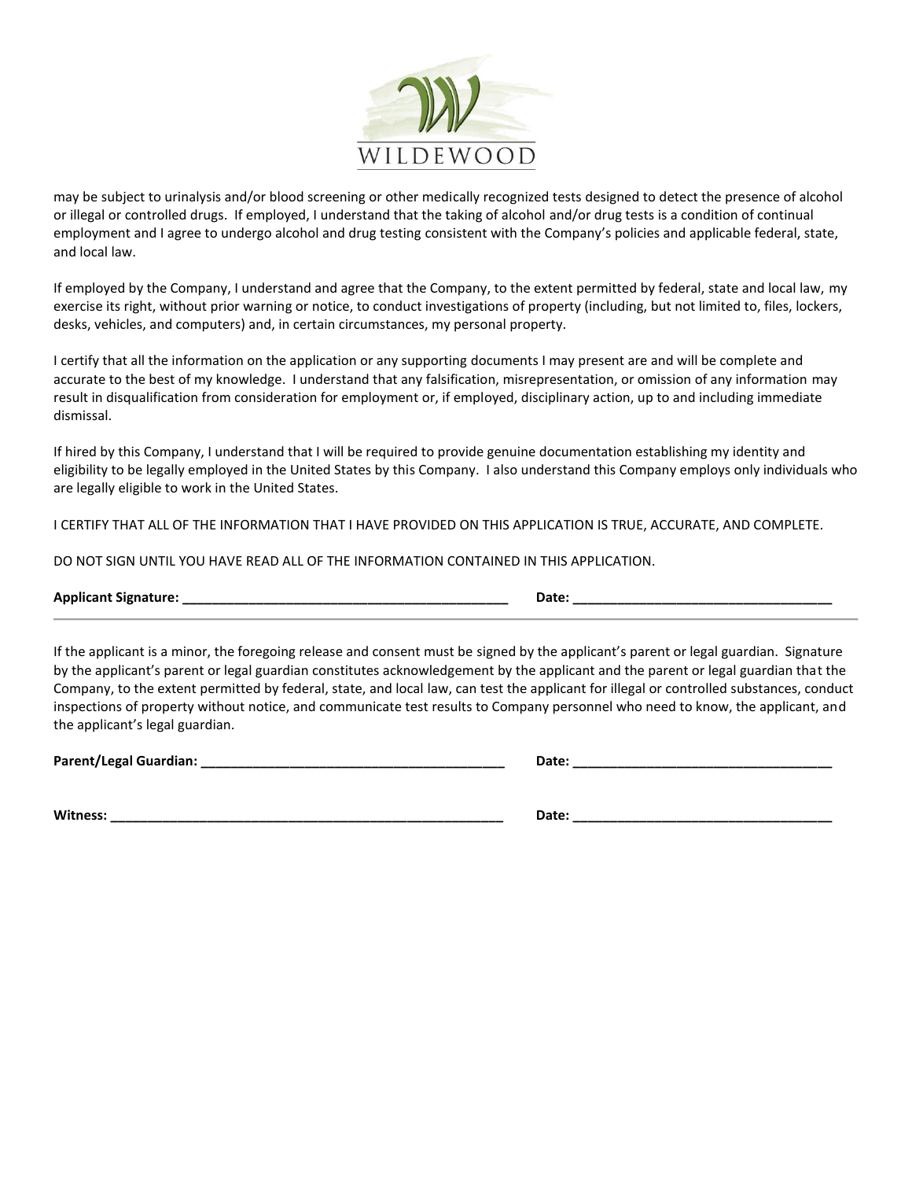WILDEWOOD

may be subject to urinalysis and/or blood screening or other medically recognized tests designed to detect the presence of alcohol or illegal or controlled drugs. If employed, I understand that the taking of alcohol and/or drug tests is a condition of continual employment and I agree to undergo alcohol and drug testing consistent with the Company's policies and applicable federal, state, and local law.

If employed by the Company, I understand and agree that the Company, to the extent permitted by federal, state and local law, my exercise its right, without prior warning or notice, to conduct investigations of property (including, but not limited to, files, lockers, desks, vehicles, and computers) and, in certain circumstances, my personal property.

I certify that all the information on the application or any supporting documents I may present are and will be complete and accurate to the best of my knowledge. I understand that any falsification, misrepresentation, or omission of any information may result in disqualification from consideration for employment or, if employed, disciplinary action, up to and including immediate dismissal.

If hired by this Company, I understand that I will be required to provide genuine documentation establishing my identity and eligibility to be legally employed in the United States by this Company. I also understand this Company employs only individuals who are legally eligible to work in the United States.

I CERTIFY THAT ALL OF THE INFORMATION THAT I HAVE PROVIDED ON THIS APPLICATION IS TRUE, ACCURATE, AND COMPLETE.

DO NOT SIGN UNTIL YOU HAVE READ ALL OF THE INFORMATION CONTAINED IN THIS APPLICATION.

**Applicant Signature:** ____________________________________________ **Date:** __________________________________

---

If the applicant is a minor, the foregoing release and consent must be signed by the applicant's parent or legal guardian. Signature by the applicant's parent or legal guardian constitutes acknowledgement by the applicant and the parent or legal guardian that the Company, to the extent permitted by federal, state, and local law, can test the applicant for illegal or controlled substances, conduct inspections of property without notice, and communicate test results to Company personnel who need to know, the applicant, and the applicant's legal guardian.

**Parent/Legal Guardian:** ________________________________________ **Date:** __________________________________

**Witness:** ______________________________________________________ **Date:** __________________________________